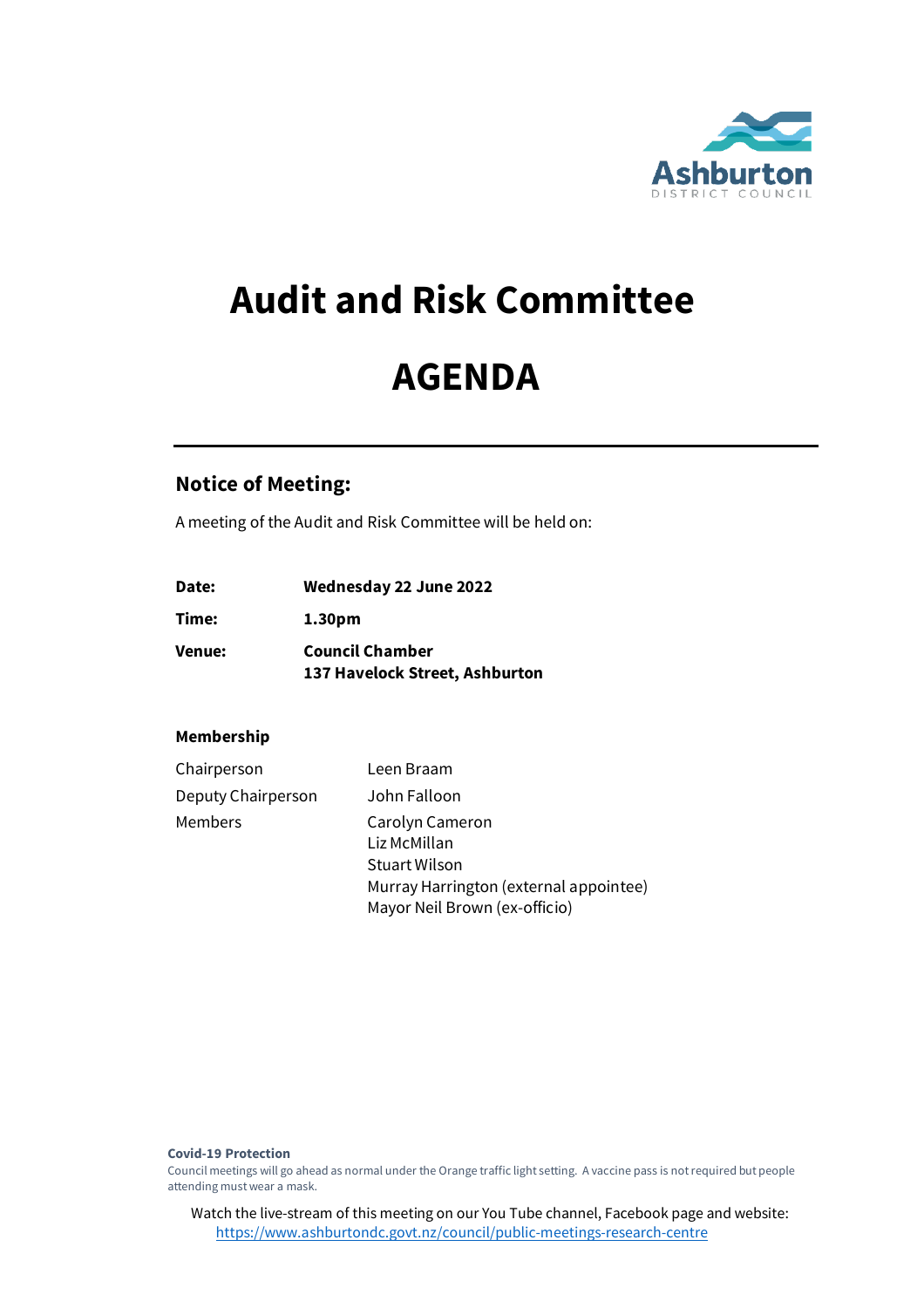# Audit and Risk Committee

# AGENDA

## Notice of Meeting:

A meeting of the Audit and Risk Committee will be held on:

| | |
|---|---|
| **Date:** | **Wednesday 22 June 2022** |
| **Time:** | **1.30pm** |
| **Venue:** | **Council Chamber**<br>**137 Havelock Street, Ashburton** |

### Membership

| | |
|---|---|
| Chairperson | Leen Braam |
| Deputy Chairperson | John Falloon |
| Members | Carolyn Cameron<br>Liz McMillan<br>Stuart Wilson<br>Murray Harrington (external appointee)<br>Mayor Neil Brown (ex-officio) |

**Covid-19 Protection**

Council meetings will go ahead as normal under the Orange traffic light setting. A vaccine pass is not required but people attending must wear a mask.

Watch the live-stream of this meeting on our You Tube channel, Facebook page and website: https://www.ashburtondc.govt.nz/council/public-meetings-research-centre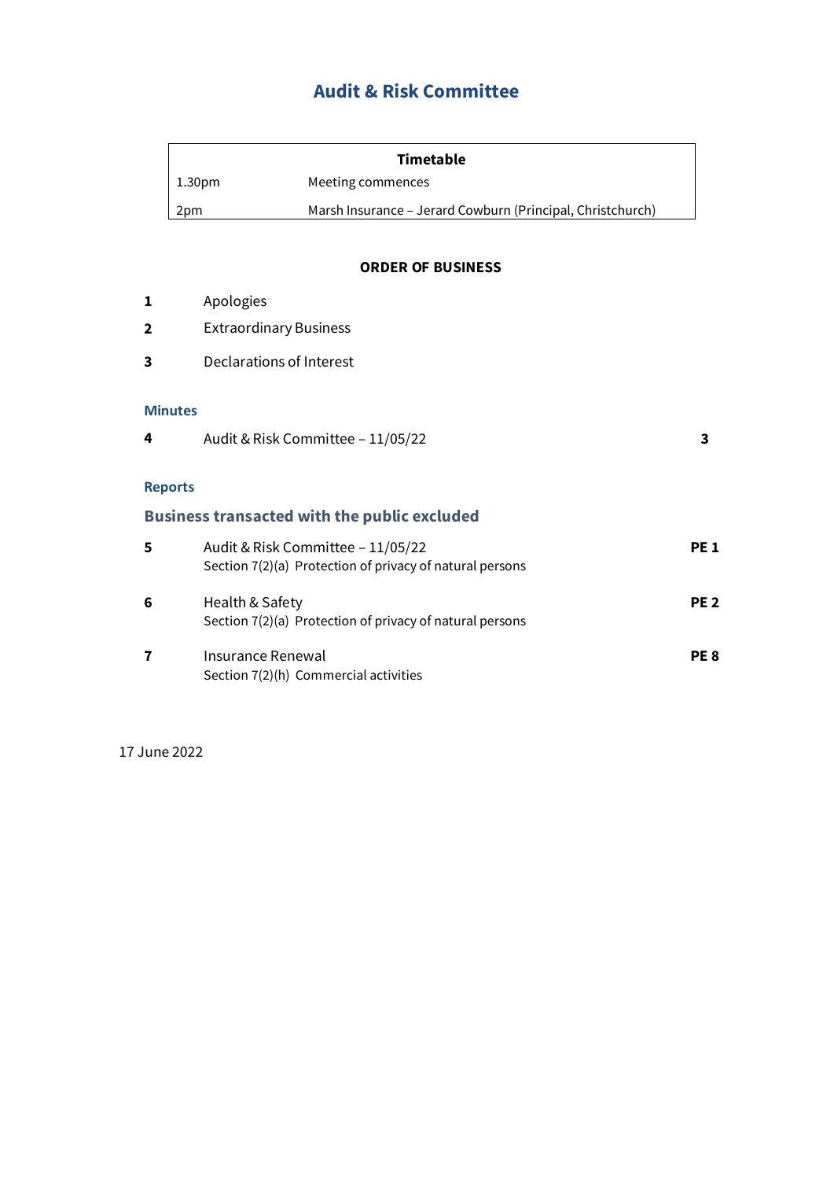# Audit & Risk Committee

| Timetable | |
|---|---|
| 1.30pm | Meeting commences |
| 2pm | Marsh Insurance – Jerard Cowburn (Principal, Christchurch) |

**ORDER OF BUSINESS**

| | | |
|---|---|---|
| **1** | Apologies | |
| **2** | Extraordinary Business | |
| **3** | Declarations of Interest | |

### Minutes

| | | |
|---|---|---|
| **4** | Audit & Risk Committee – 11/05/22 | **3** |

### Reports

### Business transacted with the public excluded

| | | |
|---|---|---|
| **5** | Audit & Risk Committee – 11/05/22<br>Section 7(2)(a) Protection of privacy of natural persons | **PE 1** |
| **6** | Health & Safety<br>Section 7(2)(a) Protection of privacy of natural persons | **PE 2** |
| **7** | Insurance Renewal<br>Section 7(2)(h) Commercial activities | **PE 8** |

17 June 2022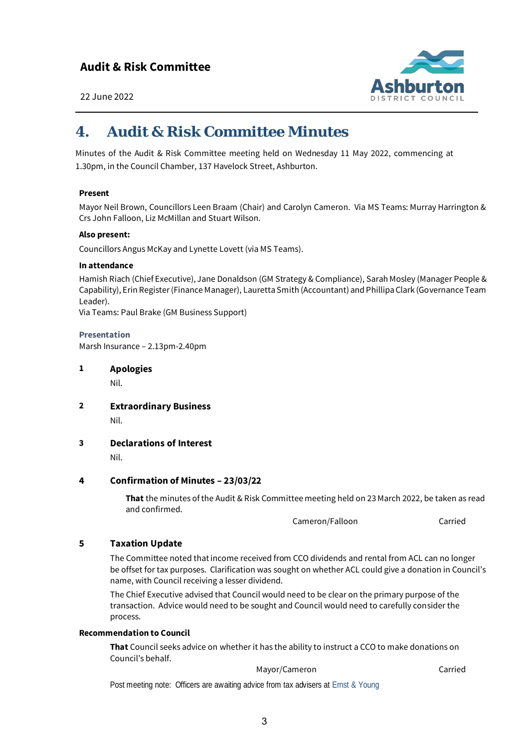# 4. Audit & Risk Committee Minutes

Minutes of the Audit & Risk Committee meeting held on Wednesday 11 May 2022, commencing at 1.30pm, in the Council Chamber, 137 Havelock Street, Ashburton.

**Present**

Mayor Neil Brown, Councillors Leen Braam (Chair) and Carolyn Cameron. Via MS Teams: Murray Harrington & Crs John Falloon, Liz McMillan and Stuart Wilson.

**Also present:**

Councillors Angus McKay and Lynette Lovett (via MS Teams).

**In attendance**

Hamish Riach (Chief Executive), Jane Donaldson (GM Strategy & Compliance), Sarah Mosley (Manager People & Capability), Erin Register (Finance Manager), Lauretta Smith (Accountant) and Phillipa Clark (Governance Team Leader).
Via Teams: Paul Brake (GM Business Support)

**Presentation**

Marsh Insurance – 2.13pm-2.40pm

## 1 Apologies

Nil.

## 2 Extraordinary Business

Nil.

## 3 Declarations of Interest

Nil.

## 4 Confirmation of Minutes – 23/03/22

**That** the minutes of the Audit & Risk Committee meeting held on 23 March 2022, be taken as read and confirmed.

Cameron/Falloon Carried

## 5 Taxation Update

The Committee noted that income received from CCO dividends and rental from ACL can no longer be offset for tax purposes. Clarification was sought on whether ACL could give a donation in Council's name, with Council receiving a lesser dividend.

The Chief Executive advised that Council would need to be clear on the primary purpose of the transaction. Advice would need to be sought and Council would need to carefully consider the process.

**Recommendation to Council**

**That** Council seeks advice on whether it has the ability to instruct a CCO to make donations on Council's behalf.

Mayor/Cameron Carried

Post meeting note: Officers are awaiting advice from tax advisers at Ernst & Young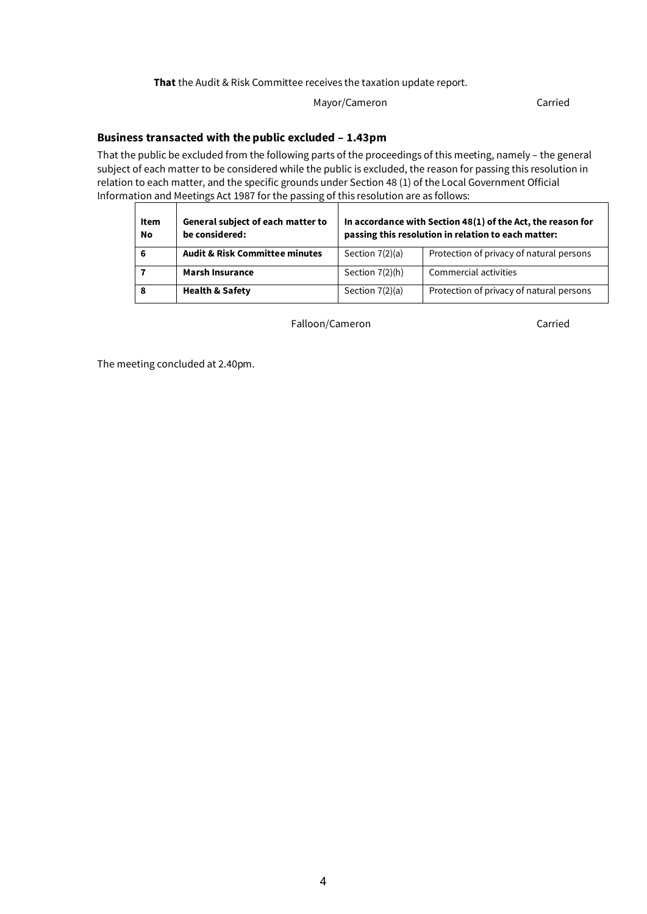**That** the Audit & Risk Committee receives the taxation update report.

Mayor/Cameron Carried

### Business transacted with the public excluded – 1.43pm

That the public be excluded from the following parts of the proceedings of this meeting, namely – the general subject of each matter to be considered while the public is excluded, the reason for passing this resolution in relation to each matter, and the specific grounds under Section 48 (1) of the Local Government Official Information and Meetings Act 1987 for the passing of this resolution are as follows:

| Item No | General subject of each matter to be considered: | In accordance with Section 48(1) of the Act, the reason for passing this resolution in relation to each matter: | |
|---|---|---|---|
| 6 | **Audit & Risk Committee minutes** | Section 7(2)(a) | Protection of privacy of natural persons |
| 7 | **Marsh Insurance** | Section 7(2)(h) | Commercial activities |
| 8 | **Health & Safety** | Section 7(2)(a) | Protection of privacy of natural persons |

Falloon/Cameron Carried

The meeting concluded at 2.40pm.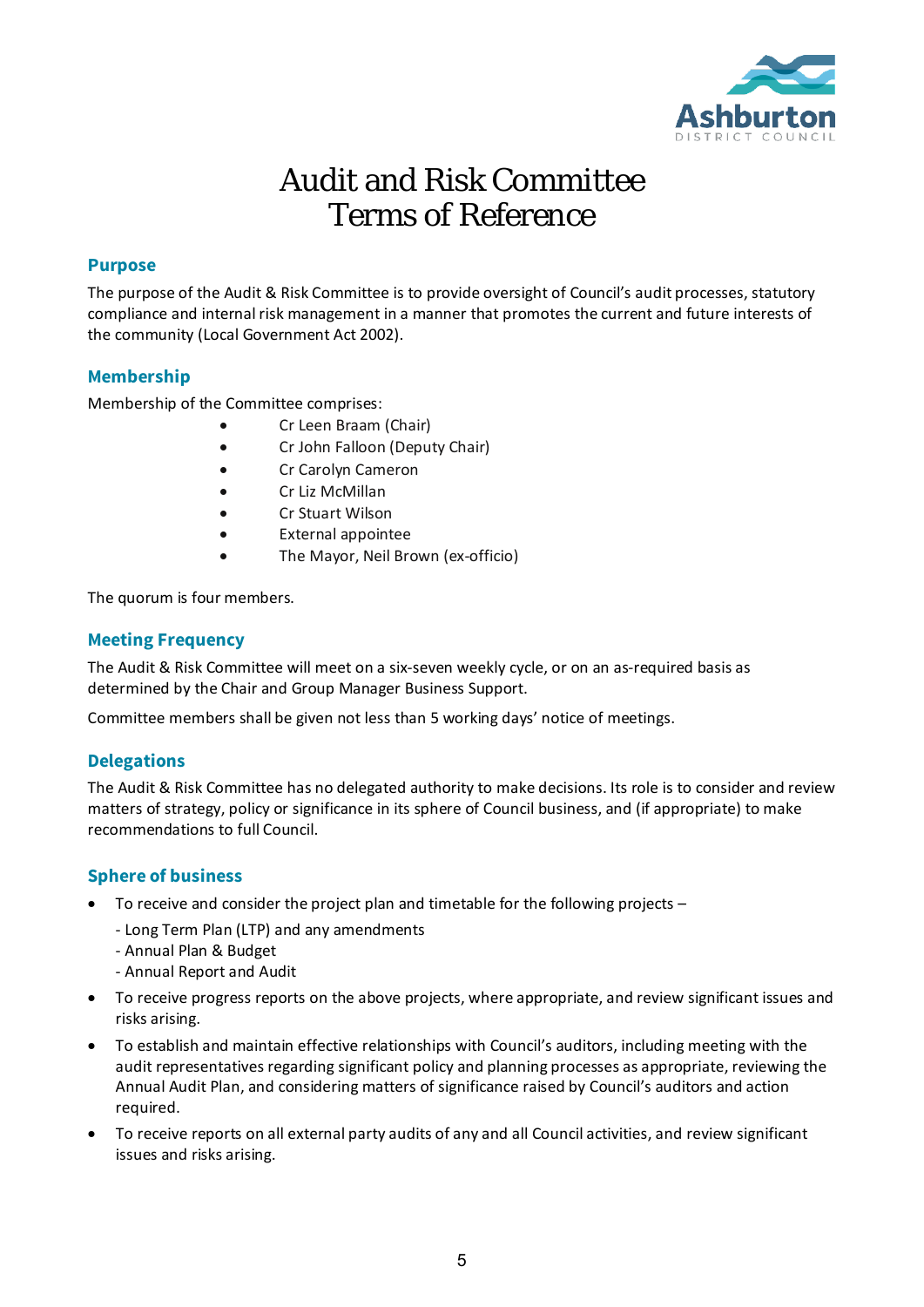# Audit and Risk Committee Terms of Reference

## Purpose

The purpose of the Audit & Risk Committee is to provide oversight of Council's audit processes, statutory compliance and internal risk management in a manner that promotes the current and future interests of the community (Local Government Act 2002).

## Membership

Membership of the Committee comprises:

- Cr Leen Braam (Chair)
- Cr John Falloon (Deputy Chair)
- Cr Carolyn Cameron
- Cr Liz McMillan
- Cr Stuart Wilson
- External appointee
- The Mayor, Neil Brown (ex-officio)

The quorum is four members.

## Meeting Frequency

The Audit & Risk Committee will meet on a six-seven weekly cycle, or on an as-required basis as determined by the Chair and Group Manager Business Support.

Committee members shall be given not less than 5 working days' notice of meetings.

## Delegations

The Audit & Risk Committee has no delegated authority to make decisions. Its role is to consider and review matters of strategy, policy or significance in its sphere of Council business, and (if appropriate) to make recommendations to full Council.

## Sphere of business

- To receive and consider the project plan and timetable for the following projects –
  - Long Term Plan (LTP) and any amendments
  - Annual Plan & Budget
  - Annual Report and Audit
- To receive progress reports on the above projects, where appropriate, and review significant issues and risks arising.
- To establish and maintain effective relationships with Council's auditors, including meeting with the audit representatives regarding significant policy and planning processes as appropriate, reviewing the Annual Audit Plan, and considering matters of significance raised by Council's auditors and action required.
- To receive reports on all external party audits of any and all Council activities, and review significant issues and risks arising.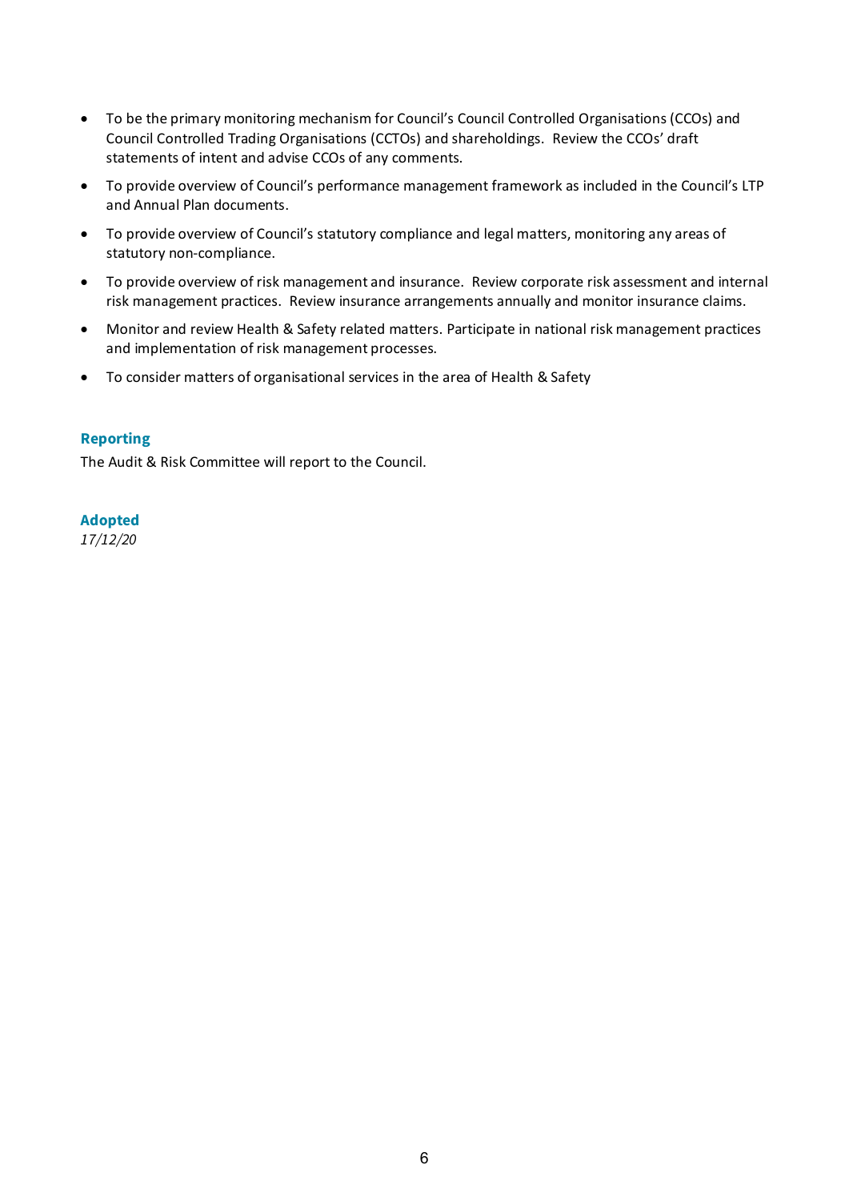- To be the primary monitoring mechanism for Council's Council Controlled Organisations (CCOs) and Council Controlled Trading Organisations (CCTOs) and shareholdings. Review the CCOs' draft statements of intent and advise CCOs of any comments.
- To provide overview of Council's performance management framework as included in the Council's LTP and Annual Plan documents.
- To provide overview of Council's statutory compliance and legal matters, monitoring any areas of statutory non-compliance.
- To provide overview of risk management and insurance. Review corporate risk assessment and internal risk management practices. Review insurance arrangements annually and monitor insurance claims.
- Monitor and review Health & Safety related matters. Participate in national risk management practices and implementation of risk management processes.
- To consider matters of organisational services in the area of Health & Safety

## Reporting

The Audit & Risk Committee will report to the Council.

## Adopted

*17/12/20*